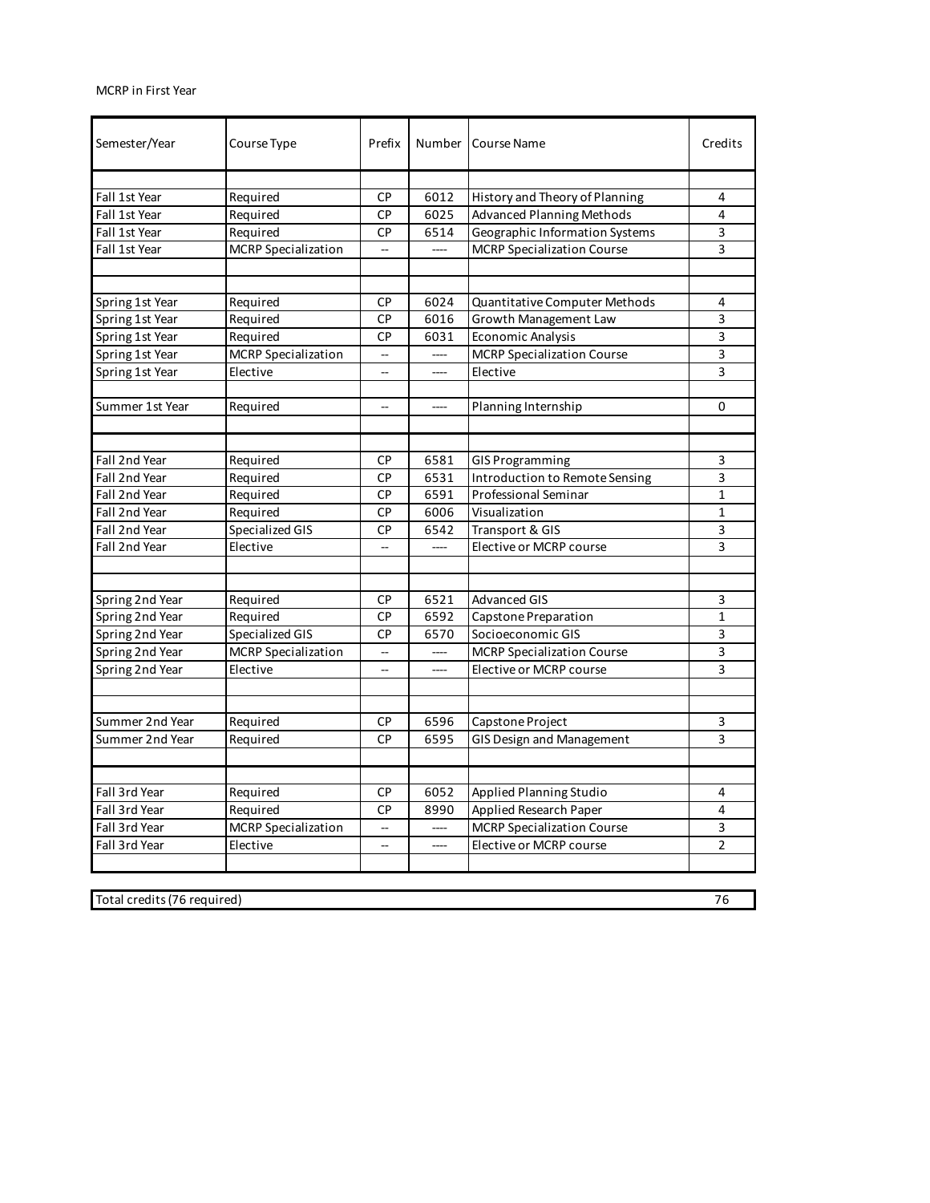MCRP in First Year

| Semester/Year | Course Type | Prefix | Number | Course Name | Credits |
|---|---|---|---|---|---|
| Fall 1st Year | Required | CP | 6012 | History and Theory of Planning | 4 |
| Fall 1st Year | Required | CP | 6025 | Advanced Planning Methods | 4 |
| Fall 1st Year | Required | CP | 6514 | Geographic Information Systems | 3 |
| Fall 1st Year | MCRP Specialization | -- | ---- | MCRP Specialization Course | 3 |
| Spring 1st Year | Required | CP | 6024 | Quantitative Computer Methods | 4 |
| Spring 1st Year | Required | CP | 6016 | Growth Management Law | 3 |
| Spring 1st Year | Required | CP | 6031 | Economic Analysis | 3 |
| Spring 1st Year | MCRP Specialization | -- | ---- | MCRP Specialization Course | 3 |
| Spring 1st Year | Elective | -- | ---- | Elective | 3 |
| Summer 1st Year | Required | -- | ---- | Planning Internship | 0 |
| Fall 2nd Year | Required | CP | 6581 | GIS Programming | 3 |
| Fall 2nd Year | Required | CP | 6531 | Introduction to Remote Sensing | 3 |
| Fall 2nd Year | Required | CP | 6591 | Professional Seminar | 1 |
| Fall 2nd Year | Required | CP | 6006 | Visualization | 1 |
| Fall 2nd Year | Specialized GIS | CP | 6542 | Transport & GIS | 3 |
| Fall 2nd Year | Elective | -- | ---- | Elective or MCRP course | 3 |
| Spring 2nd Year | Required | CP | 6521 | Advanced GIS | 3 |
| Spring 2nd Year | Required | CP | 6592 | Capstone Preparation | 1 |
| Spring 2nd Year | Specialized GIS | CP | 6570 | Socioeconomic GIS | 3 |
| Spring 2nd Year | MCRP Specialization | -- | ---- | MCRP Specialization Course | 3 |
| Spring 2nd Year | Elective | -- | ---- | Elective or MCRP course | 3 |
| Summer 2nd Year | Required | CP | 6596 | Capstone Project | 3 |
| Summer 2nd Year | Required | CP | 6595 | GIS Design and Management | 3 |
| Fall 3rd Year | Required | CP | 6052 | Applied Planning Studio | 4 |
| Fall 3rd Year | Required | CP | 8990 | Applied Research Paper | 4 |
| Fall 3rd Year | MCRP Specialization | -- | ---- | MCRP Specialization Course | 3 |
| Fall 3rd Year | Elective | -- | ---- | Elective or MCRP course | 2 |

| Total credits (76 required) | 76 |
|---|---|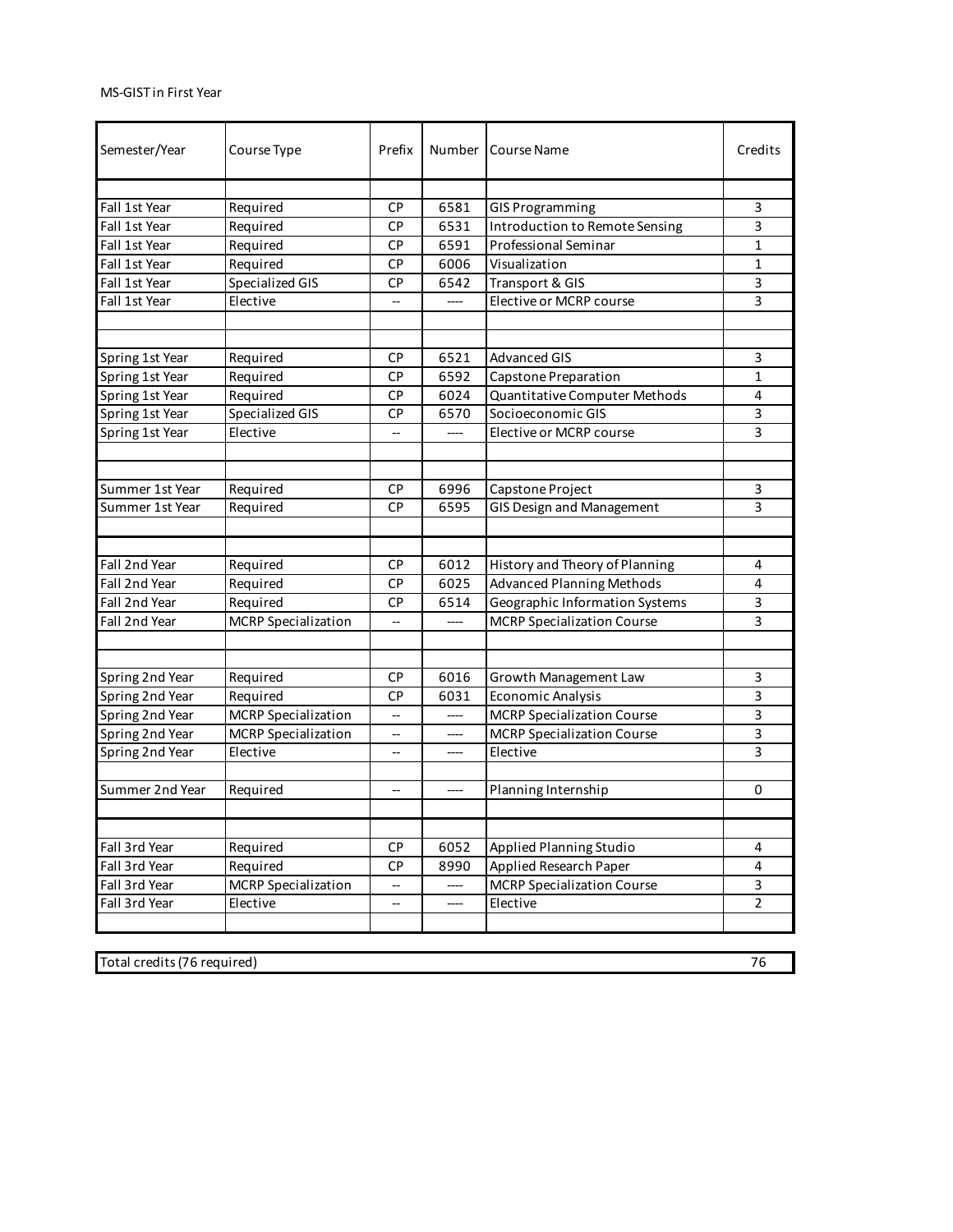MS-GIST in First Year

| Semester/Year | Course Type | Prefix | Number | Course Name | Credits |
|---|---|---|---|---|---|
| | | | | | |
| Fall 1st Year | Required | CP | 6581 | GIS Programming | 3 |
| Fall 1st Year | Required | CP | 6531 | Introduction to Remote Sensing | 3 |
| Fall 1st Year | Required | CP | 6591 | Professional Seminar | 1 |
| Fall 1st Year | Required | CP | 6006 | Visualization | 1 |
| Fall 1st Year | Specialized GIS | CP | 6542 | Transport & GIS | 3 |
| Fall 1st Year | Elective | -- | ---- | Elective or MCRP course | 3 |
| | | | | | |
| | | | | | |
| Spring 1st Year | Required | CP | 6521 | Advanced GIS | 3 |
| Spring 1st Year | Required | CP | 6592 | Capstone Preparation | 1 |
| Spring 1st Year | Required | CP | 6024 | Quantitative Computer Methods | 4 |
| Spring 1st Year | Specialized GIS | CP | 6570 | Socioeconomic GIS | 3 |
| Spring 1st Year | Elective | -- | ---- | Elective or MCRP course | 3 |
| | | | | | |
| | | | | | |
| Summer 1st Year | Required | CP | 6996 | Capstone Project | 3 |
| Summer 1st Year | Required | CP | 6595 | GIS Design and Management | 3 |
| | | | | | |
| | | | | | |
| Fall 2nd Year | Required | CP | 6012 | History and Theory of Planning | 4 |
| Fall 2nd Year | Required | CP | 6025 | Advanced Planning Methods | 4 |
| Fall 2nd Year | Required | CP | 6514 | Geographic Information Systems | 3 |
| Fall 2nd Year | MCRP Specialization | -- | ---- | MCRP Specialization Course | 3 |
| | | | | | |
| | | | | | |
| Spring 2nd Year | Required | CP | 6016 | Growth Management Law | 3 |
| Spring 2nd Year | Required | CP | 6031 | Economic Analysis | 3 |
| Spring 2nd Year | MCRP Specialization | -- | ---- | MCRP Specialization Course | 3 |
| Spring 2nd Year | MCRP Specialization | -- | ---- | MCRP Specialization Course | 3 |
| Spring 2nd Year | Elective | -- | ---- | Elective | 3 |
| | | | | | |
| Summer 2nd Year | Required | -- | ---- | Planning Internship | 0 |
| | | | | | |
| | | | | | |
| Fall 3rd Year | Required | CP | 6052 | Applied Planning Studio | 4 |
| Fall 3rd Year | Required | CP | 8990 | Applied Research Paper | 4 |
| Fall 3rd Year | MCRP Specialization | -- | ---- | MCRP Specialization Course | 3 |
| Fall 3rd Year | Elective | -- | ---- | Elective | 2 |
| | | | | | |

| | |
|---|---|
| Total credits (76 required) | 76 |